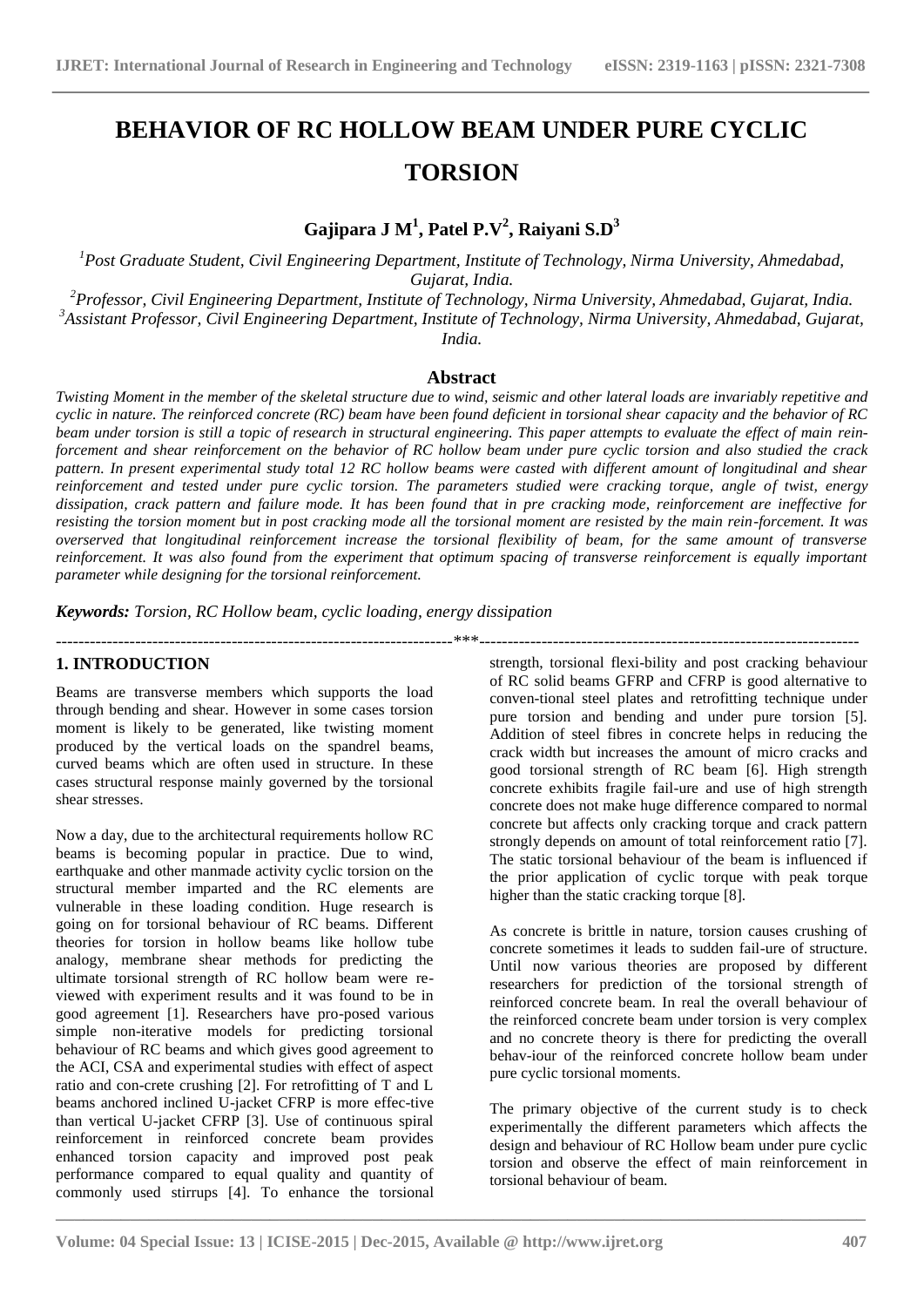# BEHAVIOR OF RC HOLLOW BEAM UNDER PURE CYCLIC TORSION

**Gajipara J M[1], Patel P.V[2], Raiyani S.D[3]**

[1]*Post Graduate Student, Civil Engineering Department, Institute of Technology, Nirma University, Ahmedabad, Gujarat, India.*

[2]*Professor, Civil Engineering Department, Institute of Technology, Nirma University, Ahmedabad, Gujarat, India.*

[3]*Assistant Professor, Civil Engineering Department, Institute of Technology, Nirma University, Ahmedabad, Gujarat, India.*

## Abstract

*Twisting Moment in the member of the skeletal structure due to wind, seismic and other lateral loads are invariably repetitive and cyclic in nature. The reinforced concrete (RC) beam have been found deficient in torsional shear capacity and the behavior of RC beam under torsion is still a topic of research in structural engineering. This paper attempts to evaluate the effect of main reinforcement and shear reinforcement on the behavior of RC hollow beam under pure cyclic torsion and also studied the crack pattern. In present experimental study total 12 RC hollow beams were casted with different amount of longitudinal and shear reinforcement and tested under pure cyclic torsion. The parameters studied were cracking torque, angle of twist, energy dissipation, crack pattern and failure mode. It has been found that in pre cracking mode, reinforcement are ineffective for resisting the torsion moment but in post cracking mode all the torsional moment are resisted by the main rein-forcement. It was overserved that longitudinal reinforcement increase the torsional flexibility of beam, for the same amount of transverse reinforcement. It was also found from the experiment that optimum spacing of transverse reinforcement is equally important parameter while designing for the torsional reinforcement.*

***Keywords:** Torsion, RC Hollow beam, cyclic loading, energy dissipation*

---

## 1. INTRODUCTION

Beams are transverse members which supports the load through bending and shear. However in some cases torsion moment is likely to be generated, like twisting moment produced by the vertical loads on the spandrel beams, curved beams which are often used in structure. In these cases structural response mainly governed by the torsional shear stresses.

Now a day, due to the architectural requirements hollow RC beams is becoming popular in practice. Due to wind, earthquake and other manmade activity cyclic torsion on the structural member imparted and the RC elements are vulnerable in these loading condition. Huge research is going on for torsional behaviour of RC beams. Different theories for torsion in hollow beams like hollow tube analogy, membrane shear methods for predicting the ultimate torsional strength of RC hollow beam were re-viewed with experiment results and it was found to be in good agreement [1]. Researchers have pro-posed various simple non-iterative models for predicting torsional behaviour of RC beams and which gives good agreement to the ACI, CSA and experimental studies with effect of aspect ratio and con-crete crushing [2]. For retrofitting of T and L beams anchored inclined U-jacket CFRP is more effec-tive than vertical U-jacket CFRP [3]. Use of continuous spiral reinforcement in reinforced concrete beam provides enhanced torsion capacity and improved post peak performance compared to equal quality and quantity of commonly used stirrups [4]. To enhance the torsional strength, torsional flexi-bility and post cracking behaviour of RC solid beams GFRP and CFRP is good alternative to conven-tional steel plates and retrofitting technique under pure torsion and bending and under pure torsion [5]. Addition of steel fibres in concrete helps in reducing the crack width but increases the amount of micro cracks and good torsional strength of RC beam [6]. High strength concrete exhibits fragile fail-ure and use of high strength concrete does not make huge difference compared to normal concrete but affects only cracking torque and crack pattern strongly depends on amount of total reinforcement ratio [7]. The static torsional behaviour of the beam is influenced if the prior application of cyclic torque with peak torque higher than the static cracking torque [8].

As concrete is brittle in nature, torsion causes crushing of concrete sometimes it leads to sudden fail-ure of structure. Until now various theories are proposed by different researchers for prediction of the torsional strength of reinforced concrete beam. In real the overall behaviour of the reinforced concrete beam under torsion is very complex and no concrete theory is there for predicting the overall behav-iour of the reinforced concrete hollow beam under pure cyclic torsional moments.

The primary objective of the current study is to check experimentally the different parameters which affects the design and behaviour of RC Hollow beam under pure cyclic torsion and observe the effect of main reinforcement in torsional behaviour of beam.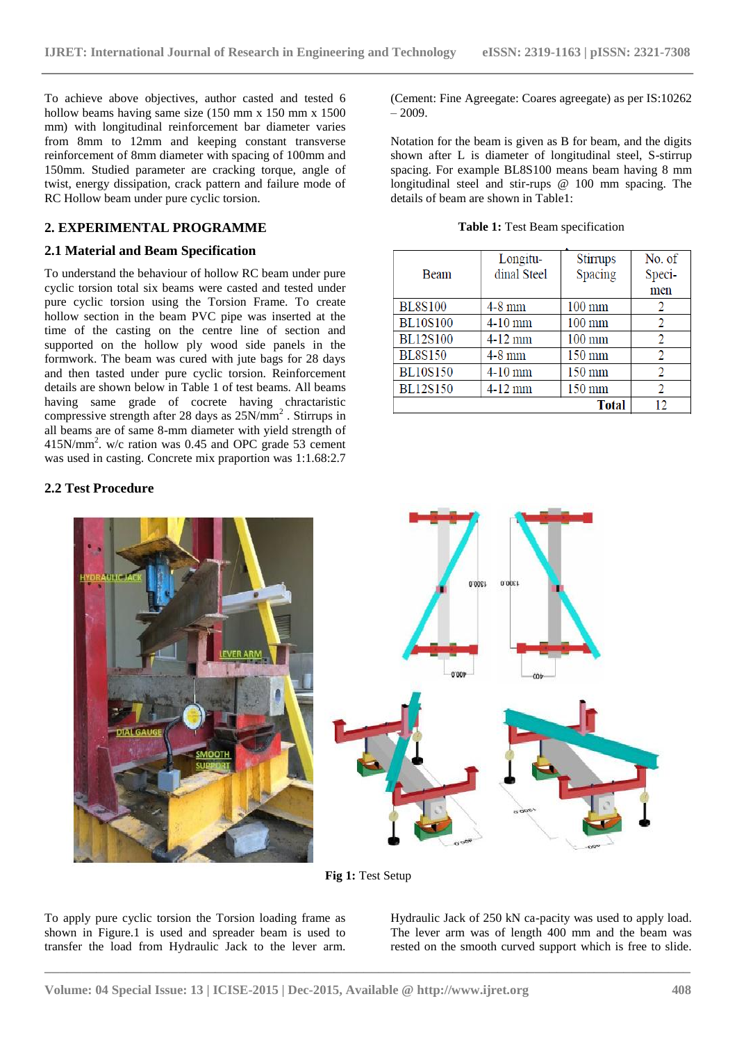To achieve above objectives, author casted and tested 6 hollow beams having same size (150 mm x 150 mm x 1500 mm) with longitudinal reinforcement bar diameter varies from 8mm to 12mm and keeping constant transverse reinforcement of 8mm diameter with spacing of 100mm and 150mm. Studied parameter are cracking torque, angle of twist, energy dissipation, crack pattern and failure mode of RC Hollow beam under pure cyclic torsion.

## 2. EXPERIMENTAL PROGRAMME

### 2.1 Material and Beam Specification

To understand the behaviour of hollow RC beam under pure cyclic torsion total six beams were casted and tested under pure cyclic torsion using the Torsion Frame. To create hollow section in the beam PVC pipe was inserted at the time of the casting on the centre line of section and supported on the hollow ply wood side panels in the formwork. The beam was cured with jute bags for 28 days and then tasted under pure cyclic torsion. Reinforcement details are shown below in Table 1 of test beams. All beams having same grade of cocrete having chractaristic compressive strength after 28 days as 25N/mm$^2$ . Stirrups in all beams are of same 8-mm diameter with yield strength of 415N/mm$^2$. w/c ration was 0.45 and OPC grade 53 cement was used in casting. Concrete mix praportion was 1:1.68:2.7 (Cement: Fine Agreegate: Coares agreegate) as per IS:10262 – 2009.

Notation for the beam is given as B for beam, and the digits shown after L is diameter of longitudinal steel, S-stirrup spacing. For example BL8S100 means beam having 8 mm longitudinal steel and stir-rups @ 100 mm spacing. The details of beam are shown in Table1:

**Table 1:** Test Beam specification

| Beam | Longitu-dinal Steel | Stirrups Spacing | No. of Speci-men |
|---|---|---|---|
| BL8S100 | 4-8 mm | 100 mm | 2 |
| BL10S100 | 4-10 mm | 100 mm | 2 |
| BL12S100 | 4-12 mm | 100 mm | 2 |
| BL8S150 | 4-8 mm | 150 mm | 2 |
| BL10S150 | 4-10 mm | 150 mm | 2 |
| BL12S150 | 4-12 mm | 150 mm | 2 |
| | | **Total** | 12 |

### 2.2 Test Procedure

**Fig 1:** Test Setup

To apply pure cyclic torsion the Torsion loading frame as shown in Figure.1 is used and spreader beam is used to transfer the load from Hydraulic Jack to the lever arm. Hydraulic Jack of 250 kN ca-pacity was used to apply load. The lever arm was of length 400 mm and the beam was rested on the smooth curved support which is free to slide.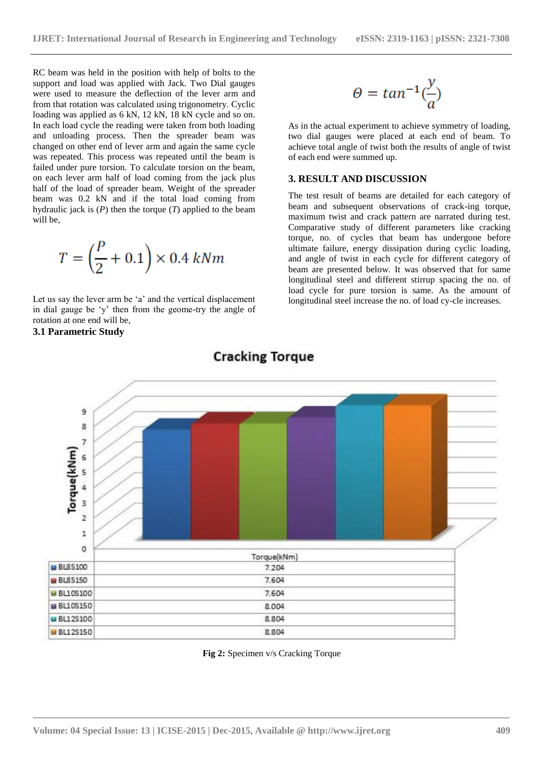RC beam was held in the position with help of bolts to the support and load was applied with Jack. Two Dial gauges were used to measure the deflection of the lever arm and from that rotation was calculated using trigonometry. Cyclic loading was applied as 6 kN, 12 kN, 18 kN cycle and so on. In each load cycle the reading were taken from both loading and unloading process. Then the spreader beam was changed on other end of lever arm and again the same cycle was repeated. This process was repeated until the beam is failed under pure torsion. To calculate torsion on the beam, on each lever arm half of load coming from the jack plus half of the load of spreader beam. Weight of the spreader beam was 0.2 kN and if the total load coming from hydraulic jack is ($P$) then the torque ($T$) applied to the beam will be,

$$T = \left(\frac{P}{2} + 0.1\right) \times 0.4\ kNm$$

Let us say the lever arm be 'a' and the vertical displacement in dial gauge be 'y' then from the geome-try the angle of rotation at one end will be,

$$\Theta = tan^{-1}\left(\frac{y}{a}\right)$$

As in the actual experiment to achieve symmetry of loading, two dial gauges were placed at each end of beam. To achieve total angle of twist both the results of angle of twist of each end were summed up.

## 3. RESULT AND DISCUSSION

The test result of beams are detailed for each category of beam and subsequent observations of crack-ing torque, maximum twist and crack pattern are narrated during test. Comparative study of different parameters like cracking torque, no. of cycles that beam has undergone before ultimate failure, energy dissipation during cyclic loading, and angle of twist in each cycle for different category of beam are presented below. It was observed that for same longitudinal steel and different stirrup spacing the no. of load cycle for pure torsion is same. As the amount of longitudinal steel increase the no. of load cy-cle increases.

### 3.1 Parametric Study

**Cracking Torque**

| | Torque(kNm) |
|---|---|
| BL8S100 | 7.204 |
| BL8S150 | 7.604 |
| BL10S100 | 7.604 |
| BL10S150 | 8.004 |
| BL12S100 | 8.804 |
| BL12S150 | 8.804 |

**Fig 2:** Specimen v/s Cracking Torque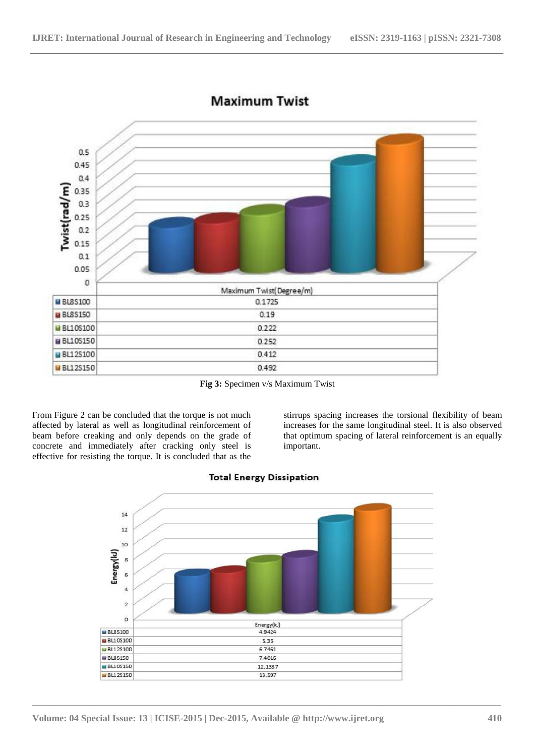**Maximum Twist**

| | Maximum Twist(Degree/m) |
|---|---|
| BL8S100 | 0.1725 |
| BL8S150 | 0.19 |
| BL10S100 | 0.222 |
| BL10S150 | 0.252 |
| BL12S100 | 0.412 |
| BL12S150 | 0.492 |

**Fig 3:** Specimen v/s Maximum Twist

From Figure 2 can be concluded that the torque is not much affected by lateral as well as longitudinal reinforcement of beam before creaking and only depends on the grade of concrete and immediately after cracking only steel is effective for resisting the torque. It is concluded that as the stirrups spacing increases the torsional flexibility of beam increases for the same longitudinal steel. It is also observed that optimum spacing of lateral reinforcement is an equally important.

**Total Energy Dissipation**

| | Energy(kJ) |
|---|---|
| BL8S100 | 4.9424 |
| BL10S100 | 5.36 |
| BL12S100 | 6.7461 |
| BL8S150 | 7.4016 |
| BL10S150 | 12.1387 |
| BL12S150 | 13.597 |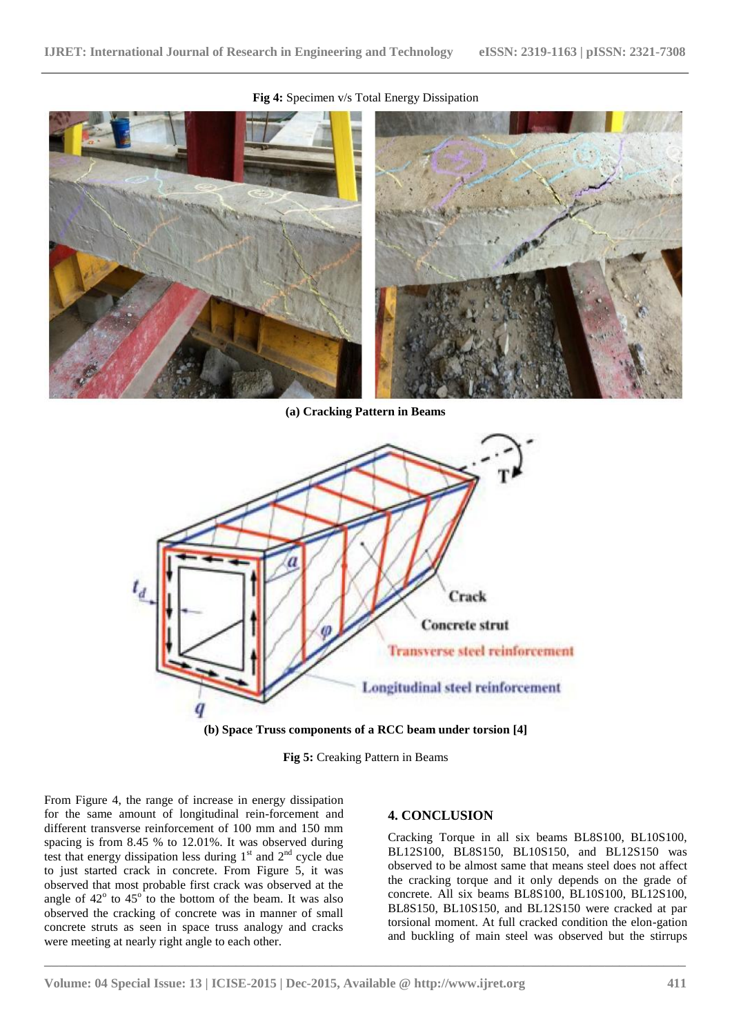**Fig 4:** Specimen v/s Total Energy Dissipation

**(a) Cracking Pattern in Beams**

**(b) Space Truss components of a RCC beam under torsion [4]**

**Fig 5:** Creaking Pattern in Beams

From Figure 4, the range of increase in energy dissipation for the same amount of longitudinal rein-forcement and different transverse reinforcement of 100 mm and 150 mm spacing is from 8.45 % to 12.01%. It was observed during test that energy dissipation less during 1st and 2nd cycle due to just started crack in concrete. From Figure 5, it was observed that most probable first crack was observed at the angle of $42^{o}$ to $45^{o}$ to the bottom of the beam. It was also observed the cracking of concrete was in manner of small concrete struts as seen in space truss analogy and cracks were meeting at nearly right angle to each other.

## 4. CONCLUSION

Cracking Torque in all six beams BL8S100, BL10S100, BL12S100, BL8S150, BL10S150, and BL12S150 was observed to be almost same that means steel does not affect the cracking torque and it only depends on the grade of concrete. All six beams BL8S100, BL10S100, BL12S100, BL8S150, BL10S150, and BL12S150 were cracked at par torsional moment. At full cracked condition the elon-gation and buckling of main steel was observed but the stirrups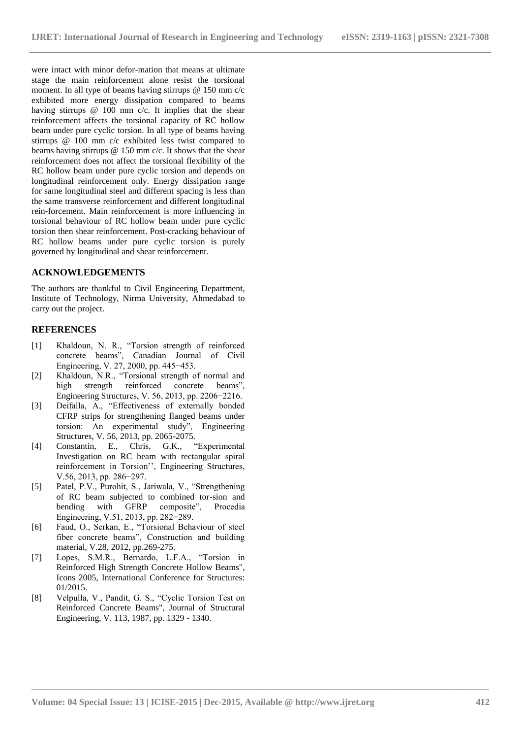were intact with minor defor-mation that means at ultimate stage the main reinforcement alone resist the torsional moment. In all type of beams having stirrups @ 150 mm c/c exhibited more energy dissipation compared to beams having stirrups @ 100 mm c/c. It implies that the shear reinforcement affects the torsional capacity of RC hollow beam under pure cyclic torsion. In all type of beams having stirrups @ 100 mm c/c exhibited less twist compared to beams having stirrups @ 150 mm c/c. It shows that the shear reinforcement does not affect the torsional flexibility of the RC hollow beam under pure cyclic torsion and depends on longitudinal reinforcement only. Energy dissipation range for same longitudinal steel and different spacing is less than the same transverse reinforcement and different longitudinal rein-forcement. Main reinforcement is more influencing in torsional behaviour of RC hollow beam under pure cyclic torsion then shear reinforcement. Post-cracking behaviour of RC hollow beams under pure cyclic torsion is purely governed by longitudinal and shear reinforcement.

## ACKNOWLEDGEMENTS

The authors are thankful to Civil Engineering Department, Institute of Technology, Nirma University, Ahmedabad to carry out the project.

## REFERENCES

[1] Khaldoun, N. R., "Torsion strength of reinforced concrete beams", Canadian Journal of Civil Engineering, V. 27, 2000, pp. 445−453.

[2] Khaldoun, N.R., "Torsional strength of normal and high strength reinforced concrete beams", Engineering Structures, V. 56, 2013, pp. 2206−2216.

[3] Deifalla, A., "Effectiveness of externally bonded CFRP strips for strengthening flanged beams under torsion: An experimental study", Engineering Structures, V. 56, 2013, pp. 2065-2075.

[4] Constantin, E., Chris, G.K., "Experimental Investigation on RC beam with rectangular spiral reinforcement in Torsion'', Engineering Structures, V.56, 2013, pp. 286−297.

[5] Patel, P.V., Purohit, S., Jariwala, V., "Strengthening of RC beam subjected to combined tor-sion and bending with GFRP composite", Procedia Engineering, V.51, 2013, pp. 282−289.

[6] Faud, O., Serkan, E., "Torsional Behaviour of steel fiber concrete beams", Construction and building material, V.28, 2012, pp.269-275.

[7] Lopes, S.M.R., Bernardo, L.F.A., "Torsion in Reinforced High Strength Concrete Hollow Beams", Icons 2005, International Conference for Structures: 01/2015.

[8] Velpulla, V., Pandit, G. S., "Cyclic Torsion Test on Reinforced Concrete Beams", Journal of Structural Engineering, V. 113, 1987, pp. 1329 - 1340.